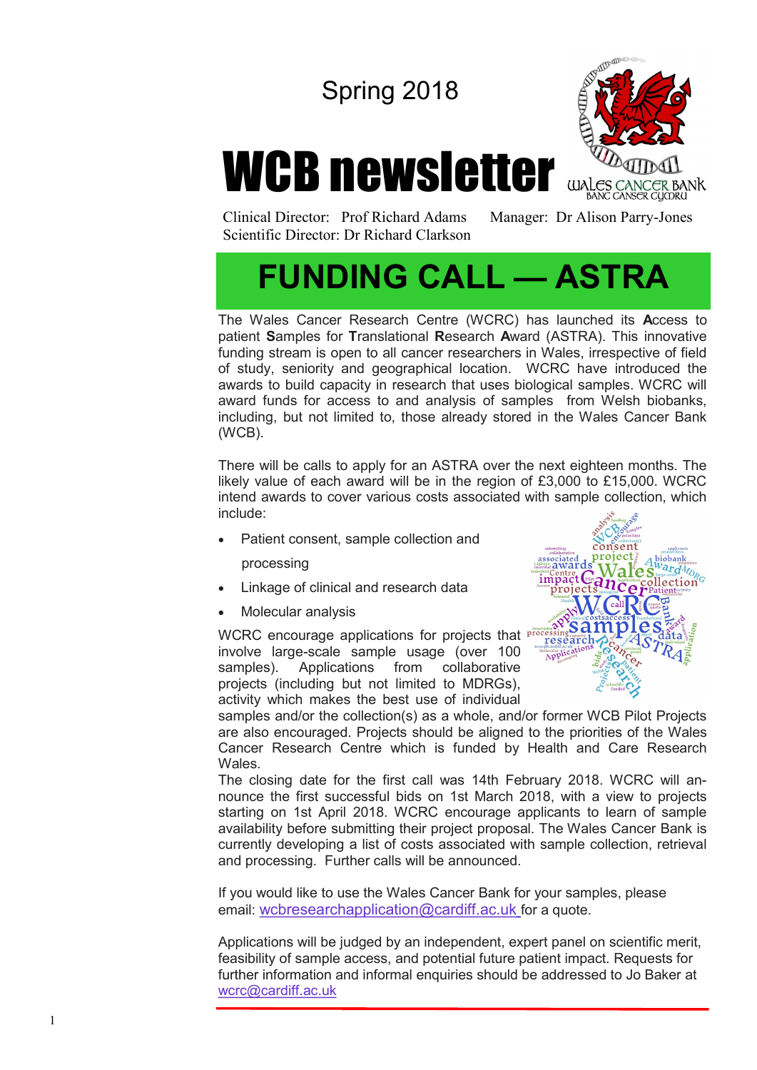Spring 2018

# WCB newsletter

Clinical Director: Prof Richard Adams
Scientific Director: Dr Richard Clarkson
Manager: Dr Alison Parry-Jones

## FUNDING CALL — ASTRA

The Wales Cancer Research Centre (WCRC) has launched its **A**ccess to patient **S**amples for **T**ranslational **R**esearch **A**ward (ASTRA). This innovative funding stream is open to all cancer researchers in Wales, irrespective of field of study, seniority and geographical location. WCRC have introduced the awards to build capacity in research that uses biological samples. WCRC will award funds for access to and analysis of samples from Welsh biobanks, including, but not limited to, those already stored in the Wales Cancer Bank (WCB).

There will be calls to apply for an ASTRA over the next eighteen months. The likely value of each award will be in the region of £3,000 to £15,000. WCRC intend awards to cover various costs associated with sample collection, which include:

- Patient consent, sample collection and processing
- Linkage of clinical and research data
- Molecular analysis

WCRC encourage applications for projects that involve large-scale sample usage (over 100 samples). Applications from collaborative projects (including but not limited to MDRGs), activity which makes the best use of individual samples and/or the collection(s) as a whole, and/or former WCB Pilot Projects are also encouraged. Projects should be aligned to the priorities of the Wales Cancer Research Centre which is funded by Health and Care Research Wales.

The closing date for the first call was 14th February 2018. WCRC will announce the first successful bids on 1st March 2018, with a view to projects starting on 1st April 2018. WCRC encourage applicants to learn of sample availability before submitting their project proposal. The Wales Cancer Bank is currently developing a list of costs associated with sample collection, retrieval and processing. Further calls will be announced.

If you would like to use the Wales Cancer Bank for your samples, please email: wcbresearchapplication@cardiff.ac.uk for a quote.

Applications will be judged by an independent, expert panel on scientific merit, feasibility of sample access, and potential future patient impact. Requests for further information and informal enquiries should be addressed to Jo Baker at wcrc@cardiff.ac.uk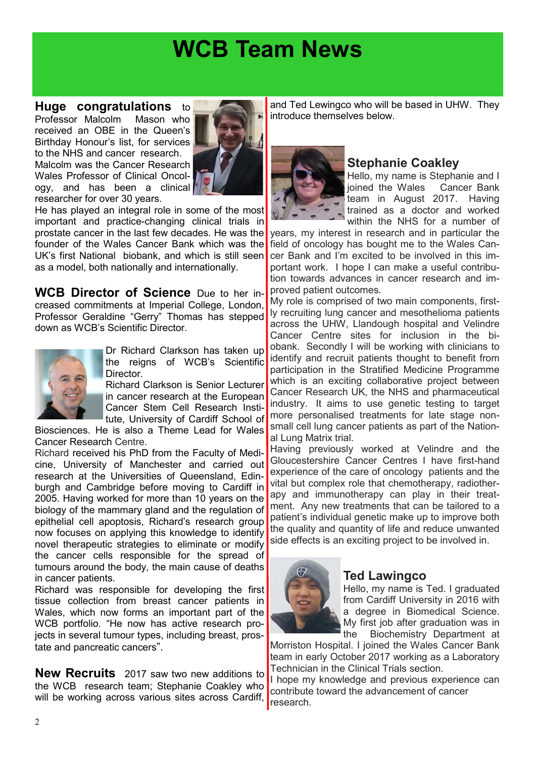# WCB Team News

**Huge congratulations** to Professor Malcolm Mason who received an OBE in the Queen's Birthday Honour's list, for services to the NHS and cancer research. Malcolm was the Cancer Research Wales Professor of Clinical Oncology, and has been a clinical researcher for over 30 years.

He has played an integral role in some of the most important and practice-changing clinical trials in prostate cancer in the last few decades. He was the founder of the Wales Cancer Bank which was the UK's first National biobank, and which is still seen as a model, both nationally and internationally.

**WCB Director of Science** Due to her increased commitments at Imperial College, London, Professor Geraldine "Gerry" Thomas has stepped down as WCB's Scientific Director.

Dr Richard Clarkson has taken up the reigns of WCB's Scientific Director.

Richard Clarkson is Senior Lecturer in cancer research at the European Cancer Stem Cell Research Institute, University of Cardiff School of Biosciences. He is also a Theme Lead for Wales Cancer Research Centre.

Richard received his PhD from the Faculty of Medicine, University of Manchester and carried out research at the Universities of Queensland, Edinburgh and Cambridge before moving to Cardiff in 2005. Having worked for more than 10 years on the biology of the mammary gland and the regulation of epithelial cell apoptosis, Richard's research group now focuses on applying this knowledge to identify novel therapeutic strategies to eliminate or modify the cancer cells responsible for the spread of tumours around the body, the main cause of deaths in cancer patients.

Richard was responsible for developing the first tissue collection from breast cancer patients in Wales, which now forms an important part of the WCB portfolio. "He now has active research projects in several tumour types, including breast, prostate and pancreatic cancers".

**New Recruits** 2017 saw two new additions to the WCB research team; Stephanie Coakley who will be working across various sites across Cardiff, and Ted Lewingco who will be based in UHW. They introduce themselves below.

### Stephanie Coakley

Hello, my name is Stephanie and I joined the Wales Cancer Bank team in August 2017. Having trained as a doctor and worked within the NHS for a number of years, my interest in research and in particular the field of oncology has bought me to the Wales Cancer Bank and I'm excited to be involved in this important work. I hope I can make a useful contribution towards advances in cancer research and improved patient outcomes.

My role is comprised of two main components, firstly recruiting lung cancer and mesothelioma patients across the UHW, Llandough hospital and Velindre Cancer Centre sites for inclusion in the biobank. Secondly I will be working with clinicians to identify and recruit patients thought to benefit from participation in the Stratified Medicine Programme which is an exciting collaborative project between Cancer Research UK, the NHS and pharmaceutical industry. It aims to use genetic testing to target more personalised treatments for late stage non-small cell lung cancer patients as part of the National Lung Matrix trial.

Having previously worked at Velindre and the Gloucestershire Cancer Centres I have first-hand experience of the care of oncology patients and the vital but complex role that chemotherapy, radiotherapy and immunotherapy can play in their treatment. Any new treatments that can be tailored to a patient's individual genetic make up to improve both the quality and quantity of life and reduce unwanted side effects is an exciting project to be involved in.

### Ted Lawingco

Hello, my name is Ted. I graduated from Cardiff University in 2016 with a degree in Biomedical Science. My first job after graduation was in the Biochemistry Department at Morriston Hospital. I joined the Wales Cancer Bank team in early October 2017 working as a Laboratory Technician in the Clinical Trials section.

I hope my knowledge and previous experience can contribute toward the advancement of cancer research.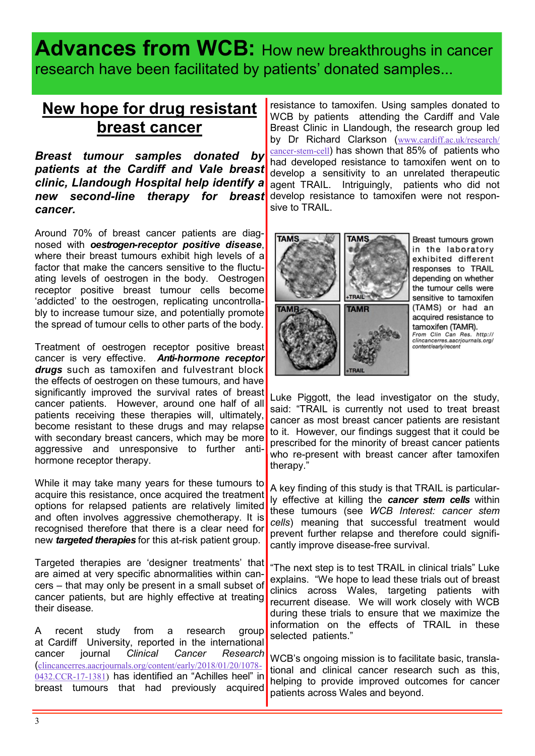# Advances from WCB: How new breakthroughs in cancer research have been facilitated by patients' donated samples...

## New hope for drug resistant breast cancer

***Breast tumour samples donated by patients at the Cardiff and Vale breast clinic, Llandough Hospital help identify a new second-line therapy for breast cancer.***

Around 70% of breast cancer patients are diagnosed with ***oestrogen-receptor positive disease***, where their breast tumours exhibit high levels of a factor that make the cancers sensitive to the fluctuating levels of oestrogen in the body. Oestrogen receptor positive breast tumour cells become 'addicted' to the oestrogen, replicating uncontrollably to increase tumour size, and potentially promote the spread of tumour cells to other parts of the body.

Treatment of oestrogen receptor positive breast cancer is very effective. ***Anti-hormone receptor drugs*** such as tamoxifen and fulvestrant block the effects of oestrogen on these tumours, and have significantly improved the survival rates of breast cancer patients. However, around one half of all patients receiving these therapies will, ultimately, become resistant to these drugs and may relapse with secondary breast cancers, which may be more aggressive and unresponsive to further anti-hormone receptor therapy.

While it may take many years for these tumours to acquire this resistance, once acquired the treatment options for relapsed patients are relatively limited and often involves aggressive chemotherapy. It is recognised therefore that there is a clear need for new ***targeted therapies*** for this at-risk patient group.

Targeted therapies are 'designer treatments' that are aimed at very specific abnormalities within cancers – that may only be present in a small subset of cancer patients, but are highly effective at treating their disease.

A recent study from a research group at Cardiff University, reported in the international cancer journal *Clinical Cancer Research* (clincancerres.aacrjournals.org/content/early/2018/01/20/1078-0432.CCR-17-1381) has identified an "Achilles heel" in breast tumours that had previously acquired resistance to tamoxifen. Using samples donated to WCB by patients attending the Cardiff and Vale Breast Clinic in Llandough, the research group led by Dr Richard Clarkson (www.cardiff.ac.uk/research/cancer-stem-cell) has shown that 85% of patients who had developed resistance to tamoxifen went on to develop a sensitivity to an unrelated therapeutic agent TRAIL. Intriguingly, patients who did not develop resistance to tamoxifen were not responsive to TRAIL.

TAMS | TAMS +TRAIL | TAMR | TAMR +TRAIL

Breast tumours grown in the laboratory exhibited different responses to TRAIL depending on whether the tumour cells were sensitive to tamoxifen (TAMS) or had an acquired resistance to tamoxifen (TAMR). *From Clin Can Res. http://clincancerres.aacrjournals.org/content/early/recent*

Luke Piggott, the lead investigator on the study, said: "TRAIL is currently not used to treat breast cancer as most breast cancer patients are resistant to it. However, our findings suggest that it could be prescribed for the minority of breast cancer patients who re-present with breast cancer after tamoxifen therapy."

A key finding of this study is that TRAIL is particularly effective at killing the ***cancer stem cells*** within these tumours (see *WCB Interest: cancer stem cells*) meaning that successful treatment would prevent further relapse and therefore could significantly improve disease-free survival.

"The next step is to test TRAIL in clinical trials" Luke explains. "We hope to lead these trials out of breast clinics across Wales, targeting patients with recurrent disease. We will work closely with WCB during these trials to ensure that we maximize the information on the effects of TRAIL in these selected patients."

WCB's ongoing mission is to facilitate basic, translational and clinical cancer research such as this, helping to provide improved outcomes for cancer patients across Wales and beyond.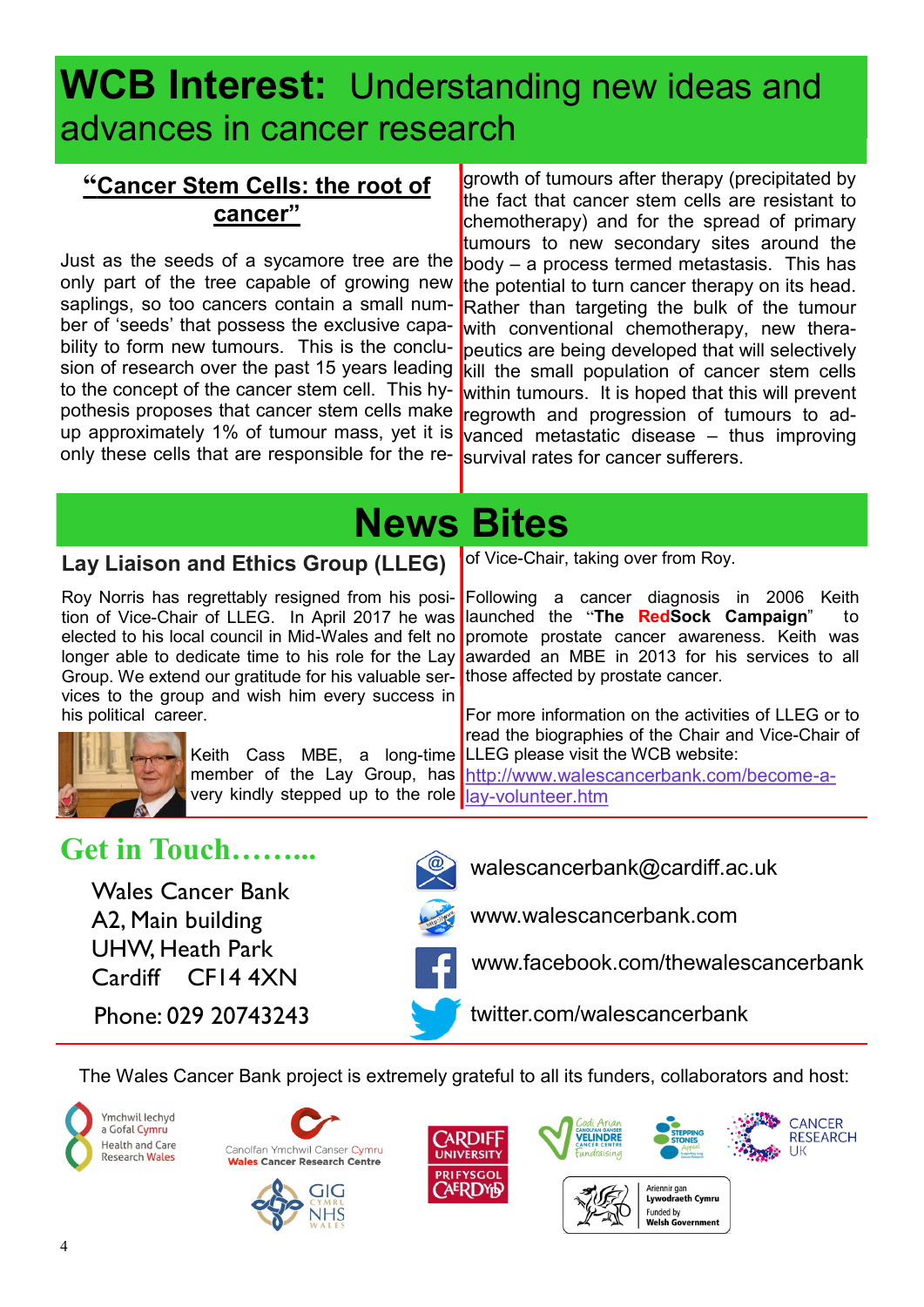# **WCB Interest:** Understanding new ideas and advances in cancer research

## "Cancer Stem Cells: the root of cancer"

Just as the seeds of a sycamore tree are the only part of the tree capable of growing new saplings, so too cancers contain a small number of 'seeds' that possess the exclusive capability to form new tumours. This is the conclusion of research over the past 15 years leading to the concept of the cancer stem cell. This hypothesis proposes that cancer stem cells make up approximately 1% of tumour mass, yet it is only these cells that are responsible for the regrowth of tumours after therapy (precipitated by the fact that cancer stem cells are resistant to chemotherapy) and for the spread of primary tumours to new secondary sites around the body – a process termed metastasis. This has the potential to turn cancer therapy on its head. Rather than targeting the bulk of the tumour with conventional chemotherapy, new therapeutics are being developed that will selectively kill the small population of cancer stem cells within tumours. It is hoped that this will prevent regrowth and progression of tumours to advanced metastatic disease – thus improving survival rates for cancer sufferers.

# News Bites

### Lay Liaison and Ethics Group (LLEG)

Roy Norris has regrettably resigned from his position of Vice-Chair of LLEG. In April 2017 he was elected to his local council in Mid-Wales and felt no longer able to dedicate time to his role for the Lay Group. We extend our gratitude for his valuable services to the group and wish him every success in his political career.

Keith Cass MBE, a long-time member of the Lay Group, has very kindly stepped up to the role of Vice-Chair, taking over from Roy.

Following a cancer diagnosis in 2006 Keith launched the "**The RedSock Campaign**" to promote prostate cancer awareness. Keith was awarded an MBE in 2013 for his services to all those affected by prostate cancer.

For more information on the activities of LLEG or to read the biographies of the Chair and Vice-Chair of LLEG please visit the WCB website: http://www.walescancerbank.com/become-a-lay-volunteer.htm

## Get in Touch……...

Wales Cancer Bank
A2, Main building
UHW, Heath Park
Cardiff CF14 4XN

Phone: 029 20743243

walescancerbank@cardiff.ac.uk

www.walescancerbank.com

www.facebook.com/thewalescancerbank

twitter.com/walescancerbank

The Wales Cancer Bank project is extremely grateful to all its funders, collaborators and host:

Ymchwil Iechyd a Gofal Cymru / Health and Care Research Wales

Canolfan Ymchwil Canser Cymru / Wales Cancer Research Centre

GIG Cymru / NHS Wales

Cardiff University / Prifysgol Caerdydd

Codi Arian Canolfan Ganser Felindre / Velindre Cancer Centre Fundraising

Stepping Stones Appeal

Cancer Research UK

Ariennir gan Lywodraeth Cymru / Funded by Welsh Government